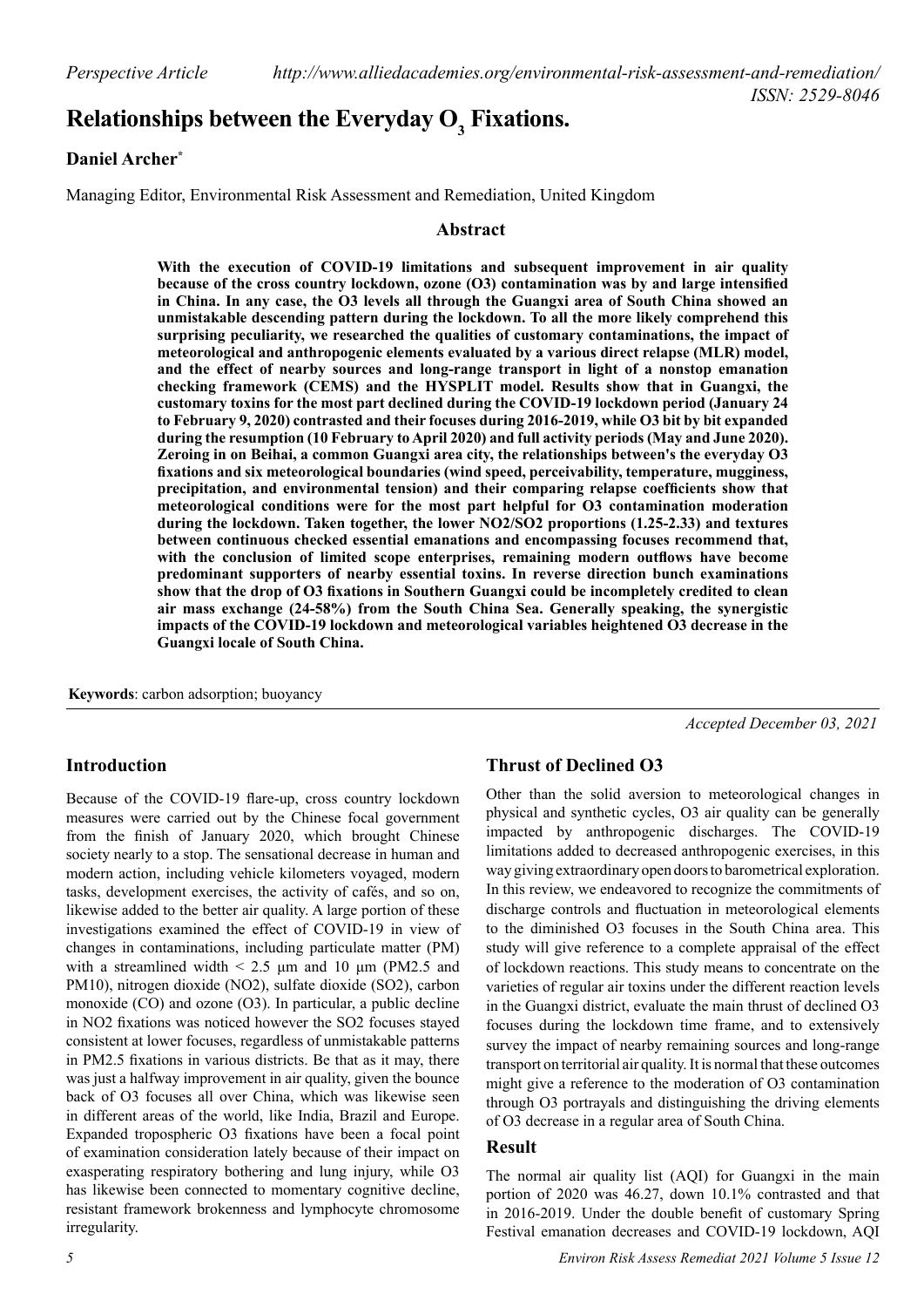*Perspective Article* *http://www.alliedacademies.org/environmental-risk-assessment-and-remediation/*

*ISSN: 2529-8046*

# Relationships between the Everyday $O_3$ Fixations.

**Daniel Archer***

Managing Editor, Environmental Risk Assessment and Remediation, United Kingdom

## Abstract

**With the execution of COVID-19 limitations and subsequent improvement in air quality because of the cross country lockdown, ozone (O3) contamination was by and large intensified in China. In any case, the O3 levels all through the Guangxi area of South China showed an unmistakable descending pattern during the lockdown. To all the more likely comprehend this surprising peculiarity, we researched the qualities of customary contaminations, the impact of meteorological and anthropogenic elements evaluated by a various direct relapse (MLR) model, and the effect of nearby sources and long-range transport in light of a nonstop emanation checking framework (CEMS) and the HYSPLIT model. Results show that in Guangxi, the customary toxins for the most part declined during the COVID-19 lockdown period (January 24 to February 9, 2020) contrasted and their focuses during 2016-2019, while O3 bit by bit expanded during the resumption (10 February to April 2020) and full activity periods (May and June 2020). Zeroing in on Beihai, a common Guangxi area city, the relationships between's the everyday O3 fixations and six meteorological boundaries (wind speed, perceivability, temperature, mugginess, precipitation, and environmental tension) and their comparing relapse coefficients show that meteorological conditions were for the most part helpful for O3 contamination moderation during the lockdown. Taken together, the lower NO2/SO2 proportions (1.25-2.33) and textures between continuous checked essential emanations and encompassing focuses recommend that, with the conclusion of limited scope enterprises, remaining modern outflows have become predominant supporters of nearby essential toxins. In reverse direction bunch examinations show that the drop of O3 fixations in Southern Guangxi could be incompletely credited to clean air mass exchange (24-58%) from the South China Sea. Generally speaking, the synergistic impacts of the COVID-19 lockdown and meteorological variables heightened O3 decrease in the Guangxi locale of South China.**

**Keywords**: carbon adsorption; buoyancy

*Accepted December 03, 2021*

## Introduction

Because of the COVID-19 flare-up, cross country lockdown measures were carried out by the Chinese focal government from the finish of January 2020, which brought Chinese society nearly to a stop. The sensational decrease in human and modern action, including vehicle kilometers voyaged, modern tasks, development exercises, the activity of cafés, and so on, likewise added to the better air quality. A large portion of these investigations examined the effect of COVID-19 in view of changes in contaminations, including particulate matter (PM) with a streamlined width < 2.5 μm and 10 μm (PM2.5 and PM10), nitrogen dioxide (NO2), sulfate dioxide (SO2), carbon monoxide (CO) and ozone (O3). In particular, a public decline in NO2 fixations was noticed however the SO2 focuses stayed consistent at lower focuses, regardless of unmistakable patterns in PM2.5 fixations in various districts. Be that as it may, there was just a halfway improvement in air quality, given the bounce back of O3 focuses all over China, which was likewise seen in different areas of the world, like India, Brazil and Europe. Expanded tropospheric O3 fixations have been a focal point of examination consideration lately because of their impact on exasperating respiratory bothering and lung injury, while O3 has likewise been connected to momentary cognitive decline, resistant framework brokenness and lymphocyte chromosome irregularity.

## Thrust of Declined O3

Other than the solid aversion to meteorological changes in physical and synthetic cycles, O3 air quality can be generally impacted by anthropogenic discharges. The COVID-19 limitations added to decreased anthropogenic exercises, in this way giving extraordinary open doors to barometrical exploration. In this review, we endeavored to recognize the commitments of discharge controls and fluctuation in meteorological elements to the diminished O3 focuses in the South China area. This study will give reference to a complete appraisal of the effect of lockdown reactions. This study means to concentrate on the varieties of regular air toxins under the different reaction levels in the Guangxi district, evaluate the main thrust of declined O3 focuses during the lockdown time frame, and to extensively survey the impact of nearby remaining sources and long-range transport on territorial air quality. It is normal that these outcomes might give a reference to the moderation of O3 contamination through O3 portrayals and distinguishing the driving elements of O3 decrease in a regular area of South China.

## Result

The normal air quality list (AQI) for Guangxi in the main portion of 2020 was 46.27, down 10.1% contrasted and that in 2016-2019. Under the double benefit of customary Spring Festival emanation decreases and COVID-19 lockdown, AQI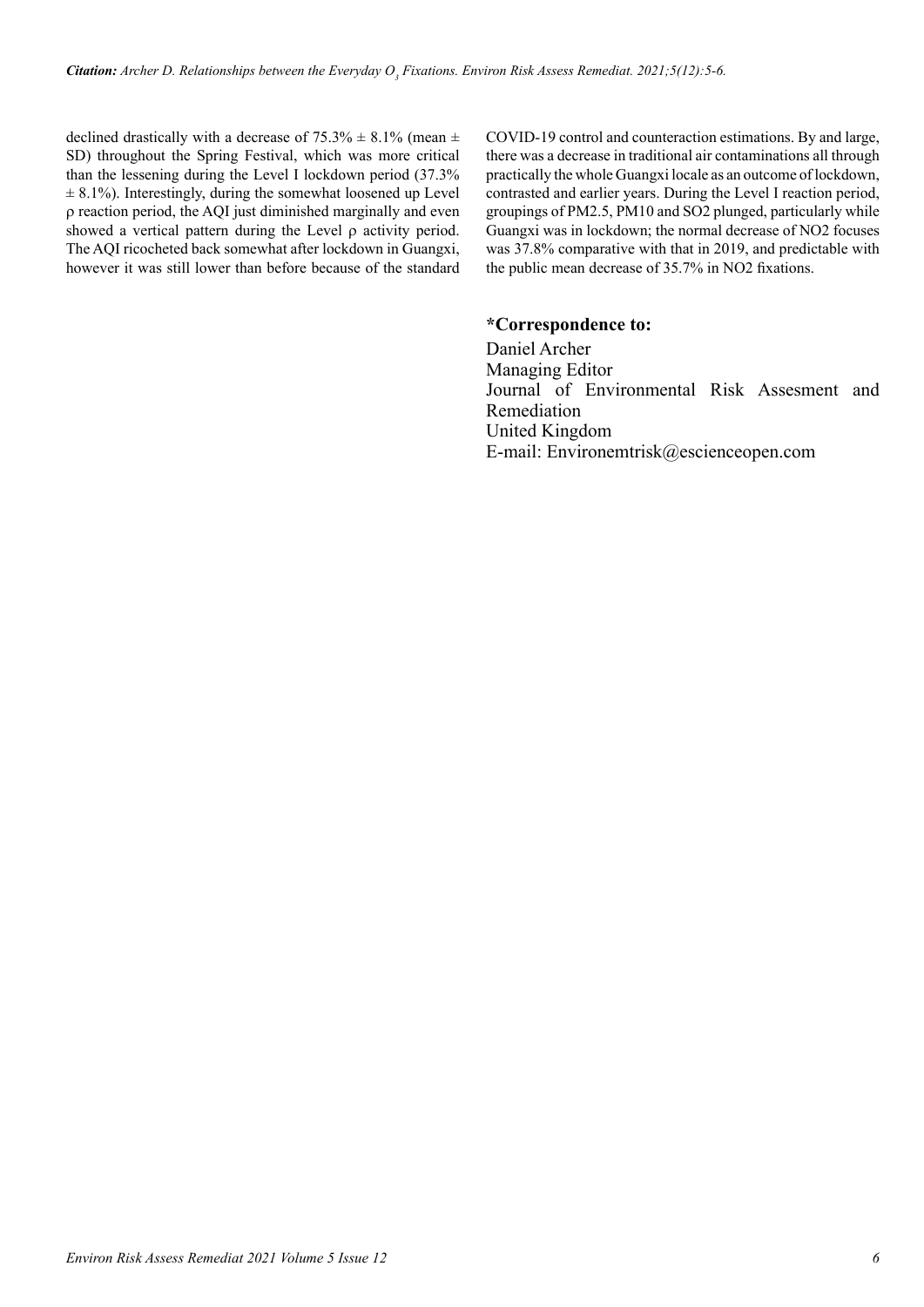declined drastically with a decrease of 75.3% ± 8.1% (mean ± SD) throughout the Spring Festival, which was more critical than the lessening during the Level I lockdown period (37.3% ± 8.1%). Interestingly, during the somewhat loosened up Level ρ reaction period, the AQI just diminished marginally and even showed a vertical pattern during the Level ρ activity period. The AQI ricocheted back somewhat after lockdown in Guangxi, however it was still lower than before because of the standard COVID-19 control and counteraction estimations. By and large, there was a decrease in traditional air contaminations all through practically the whole Guangxi locale as an outcome of lockdown, contrasted and earlier years. During the Level I reaction period, groupings of PM2.5, PM10 and SO2 plunged, particularly while Guangxi was in lockdown; the normal decrease of NO2 focuses was 37.8% comparative with that in 2019, and predictable with the public mean decrease of 35.7% in NO2 fixations.

**\*Correspondence to:**

Daniel Archer
Managing Editor
Journal of Environmental Risk Assesment and Remediation
United Kingdom
E-mail: Environemtrisk@escienceopen.com